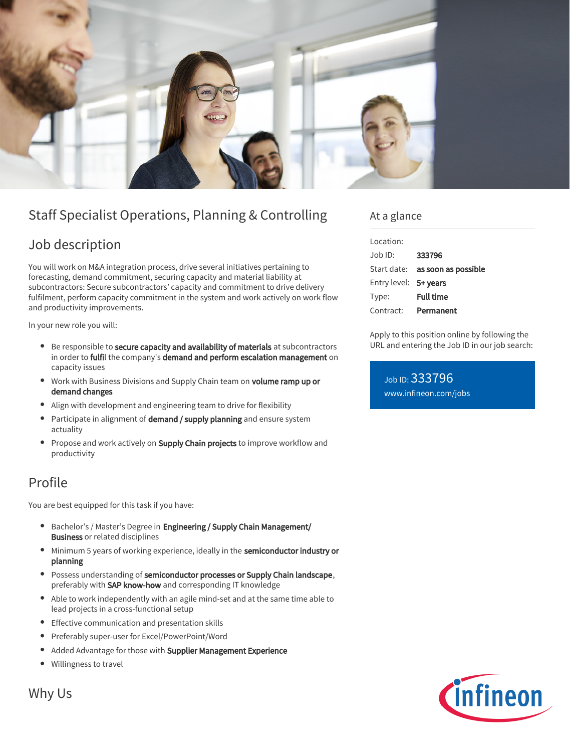# Staff Specialist Operations, Planning & Controlling

## Job description

You will work on M&A integration process, drive several initiatives pertaining to forecasting, demand commitment, securing capacity and material liability at subcontractors: Secure subcontractors' capacity and commitment to drive delivery fulfilment, perform capacity commitment in the system and work actively on work flow and productivity improvements.

In your new role you will:

- Be responsible to **secure capacity and availability of materials** at subcontractors in order to **fulfil** the company's **demand and perform escalation management** on capacity issues
- Work with Business Divisions and Supply Chain team on **volume ramp up or demand changes**
- Align with development and engineering team to drive for flexibility
- Participate in alignment of **demand / supply planning** and ensure system actuality
- Propose and work actively on **Supply Chain projects** to improve workflow and productivity

## Profile

You are best equipped for this task if you have:

- Bachelor's / Master's Degree in **Engineering / Supply Chain Management/ Business** or related disciplines
- Minimum 5 years of working experience, ideally in the **semiconductor industry or planning**
- Possess understanding of **semiconductor processes or Supply Chain landscape**, preferably with **SAP know-how** and corresponding IT knowledge
- Able to work independently with an agile mind-set and at the same time able to lead projects in a cross-functional setup
- Effective communication and presentation skills
- Preferably super-user for Excel/PowerPoint/Word
- Added Advantage for those with **Supplier Management Experience**
- Willingness to travel

## Why Us

## At a glance

| | |
|---|---|
| Location: | |
| Job ID: | **333796** |
| Start date: | **as soon as possible** |
| Entry level: | **5+ years** |
| Type: | **Full time** |
| Contract: | **Permanent** |

Apply to this position online by following the URL and entering the Job ID in our job search:

Job ID: 333796
www.infineon.com/jobs

infineon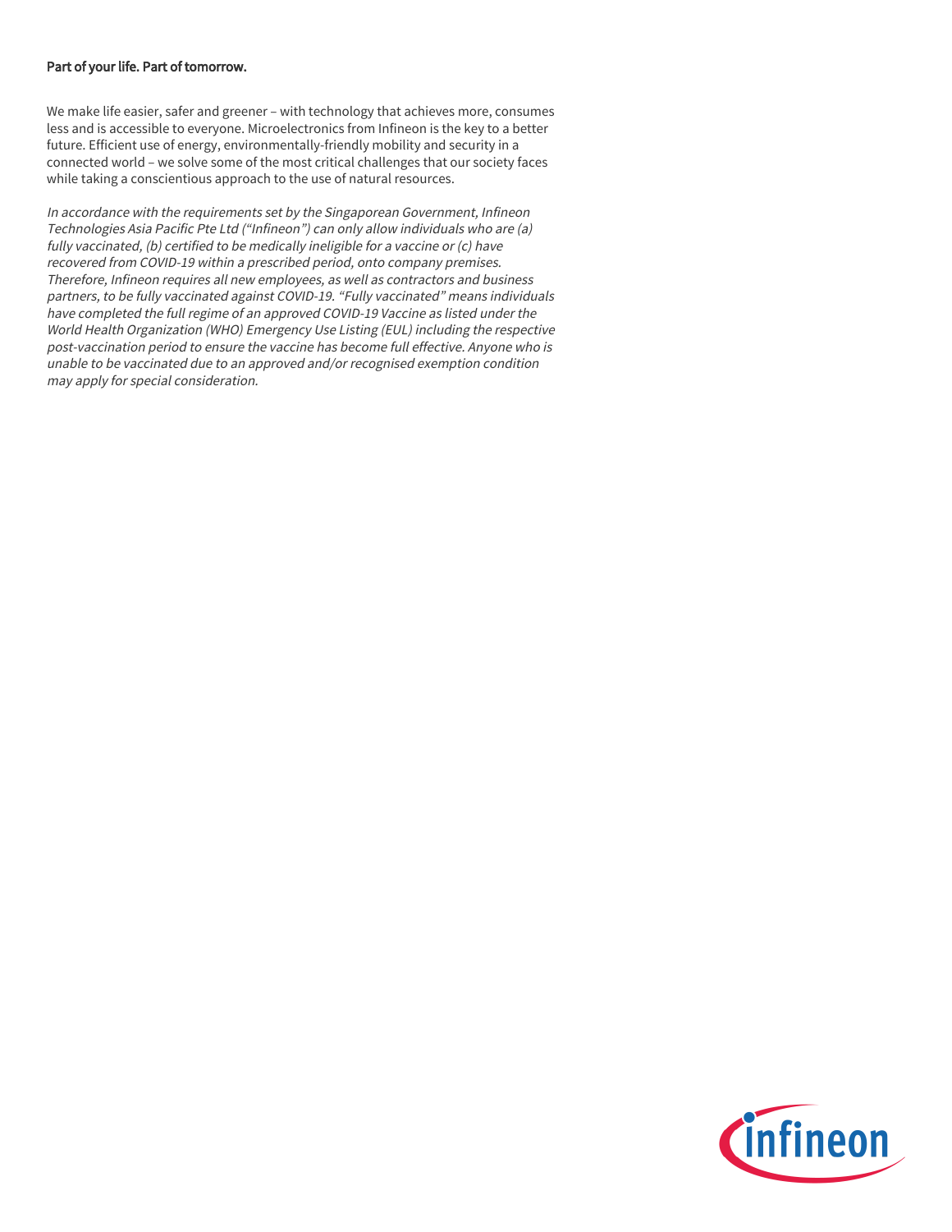**Part of your life. Part of tomorrow.**

We make life easier, safer and greener – with technology that achieves more, consumes less and is accessible to everyone. Microelectronics from Infineon is the key to a better future. Efficient use of energy, environmentally-friendly mobility and security in a connected world – we solve some of the most critical challenges that our society faces while taking a conscientious approach to the use of natural resources.

*In accordance with the requirements set by the Singaporean Government, Infineon Technologies Asia Pacific Pte Ltd ("Infineon") can only allow individuals who are (a) fully vaccinated, (b) certified to be medically ineligible for a vaccine or (c) have recovered from COVID-19 within a prescribed period, onto company premises. Therefore, Infineon requires all new employees, as well as contractors and business partners, to be fully vaccinated against COVID-19. "Fully vaccinated" means individuals have completed the full regime of an approved COVID-19 Vaccine as listed under the World Health Organization (WHO) Emergency Use Listing (EUL) including the respective post-vaccination period to ensure the vaccine has become full effective. Anyone who is unable to be vaccinated due to an approved and/or recognised exemption condition may apply for special consideration.*